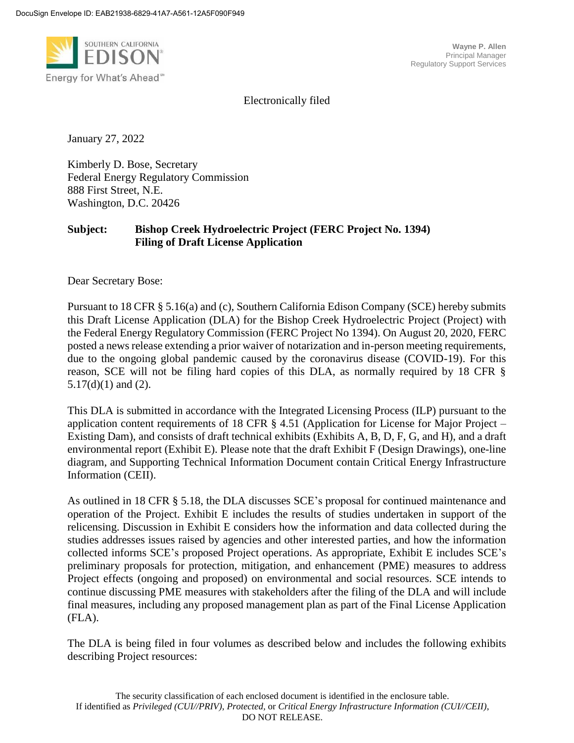DocuSign Envelope ID: EAB21938-6829-41A7-A561-12A5F090F949

SOUTHERN CALIFORNIA EDISON

Energy for What's Ahead℠

**Wayne P. Allen**
Principal Manager
Regulatory Support Services

Electronically filed

January 27, 2022

Kimberly D. Bose, Secretary
Federal Energy Regulatory Commission
888 First Street, N.E.
Washington, D.C. 20426

**Subject: Bishop Creek Hydroelectric Project (FERC Project No. 1394)
Filing of Draft License Application**

Dear Secretary Bose:

Pursuant to 18 CFR § 5.16(a) and (c), Southern California Edison Company (SCE) hereby submits this Draft License Application (DLA) for the Bishop Creek Hydroelectric Project (Project) with the Federal Energy Regulatory Commission (FERC Project No 1394). On August 20, 2020, FERC posted a news release extending a prior waiver of notarization and in-person meeting requirements, due to the ongoing global pandemic caused by the coronavirus disease (COVID-19). For this reason, SCE will not be filing hard copies of this DLA, as normally required by 18 CFR § 5.17(d)(1) and (2).

This DLA is submitted in accordance with the Integrated Licensing Process (ILP) pursuant to the application content requirements of 18 CFR § 4.51 (Application for License for Major Project – Existing Dam), and consists of draft technical exhibits (Exhibits A, B, D, F, G, and H), and a draft environmental report (Exhibit E). Please note that the draft Exhibit F (Design Drawings), one-line diagram, and Supporting Technical Information Document contain Critical Energy Infrastructure Information (CEII).

As outlined in 18 CFR § 5.18, the DLA discusses SCE's proposal for continued maintenance and operation of the Project. Exhibit E includes the results of studies undertaken in support of the relicensing. Discussion in Exhibit E considers how the information and data collected during the studies addresses issues raised by agencies and other interested parties, and how the information collected informs SCE's proposed Project operations. As appropriate, Exhibit E includes SCE's preliminary proposals for protection, mitigation, and enhancement (PME) measures to address Project effects (ongoing and proposed) on environmental and social resources. SCE intends to continue discussing PME measures with stakeholders after the filing of the DLA and will include final measures, including any proposed management plan as part of the Final License Application (FLA).

The DLA is being filed in four volumes as described below and includes the following exhibits describing Project resources:

The security classification of each enclosed document is identified in the enclosure table.
If identified as *Privileged (CUI//PRIV)*, *Protected*, or *Critical Energy Infrastructure Information (CUI//CEII)*, DO NOT RELEASE.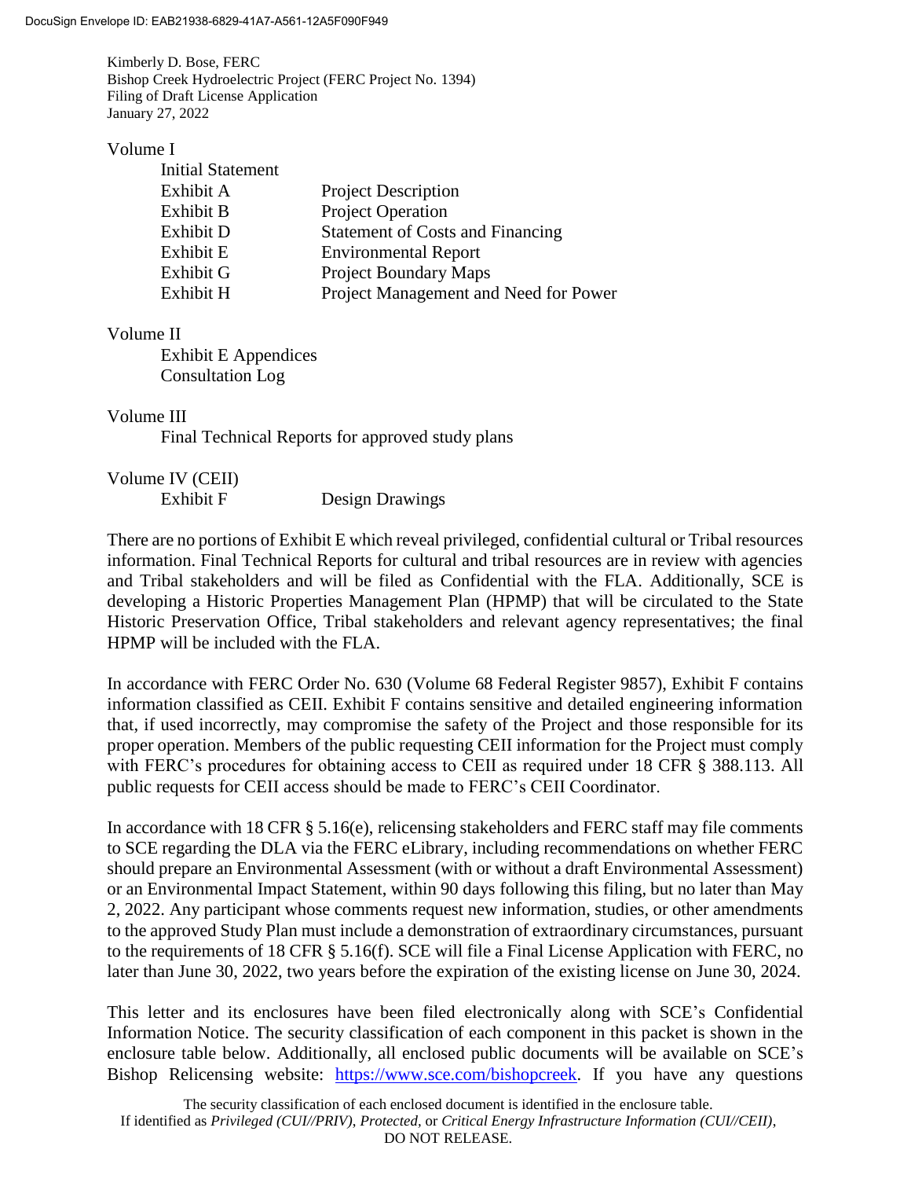Kimberly D. Bose, FERC
Bishop Creek Hydroelectric Project (FERC Project No. 1394)
Filing of Draft License Application
January 27, 2022

Volume I

| | |
|---|---|
| Initial Statement | |
| Exhibit A | Project Description |
| Exhibit B | Project Operation |
| Exhibit D | Statement of Costs and Financing |
| Exhibit E | Environmental Report |
| Exhibit G | Project Boundary Maps |
| Exhibit H | Project Management and Need for Power |

Volume II

- Exhibit E Appendices
- Consultation Log

Volume III

- Final Technical Reports for approved study plans

Volume IV (CEII)

| | |
|---|---|
| Exhibit F | Design Drawings |

There are no portions of Exhibit E which reveal privileged, confidential cultural or Tribal resources information. Final Technical Reports for cultural and tribal resources are in review with agencies and Tribal stakeholders and will be filed as Confidential with the FLA. Additionally, SCE is developing a Historic Properties Management Plan (HPMP) that will be circulated to the State Historic Preservation Office, Tribal stakeholders and relevant agency representatives; the final HPMP will be included with the FLA.

In accordance with FERC Order No. 630 (Volume 68 Federal Register 9857), Exhibit F contains information classified as CEII. Exhibit F contains sensitive and detailed engineering information that, if used incorrectly, may compromise the safety of the Project and those responsible for its proper operation. Members of the public requesting CEII information for the Project must comply with FERC's procedures for obtaining access to CEII as required under 18 CFR § 388.113. All public requests for CEII access should be made to FERC's CEII Coordinator.

In accordance with 18 CFR § 5.16(e), relicensing stakeholders and FERC staff may file comments to SCE regarding the DLA via the FERC eLibrary, including recommendations on whether FERC should prepare an Environmental Assessment (with or without a draft Environmental Assessment) or an Environmental Impact Statement, within 90 days following this filing, but no later than May 2, 2022. Any participant whose comments request new information, studies, or other amendments to the approved Study Plan must include a demonstration of extraordinary circumstances, pursuant to the requirements of 18 CFR § 5.16(f). SCE will file a Final License Application with FERC, no later than June 30, 2022, two years before the expiration of the existing license on June 30, 2024.

This letter and its enclosures have been filed electronically along with SCE's Confidential Information Notice. The security classification of each component in this packet is shown in the enclosure table below. Additionally, all enclosed public documents will be available on SCE's Bishop Relicensing website: https://www.sce.com/bishopcreek. If you have any questions

The security classification of each enclosed document is identified in the enclosure table.
If identified as *Privileged (CUI//PRIV)*, *Protected*, or *Critical Energy Infrastructure Information (CUI//CEII)*, DO NOT RELEASE.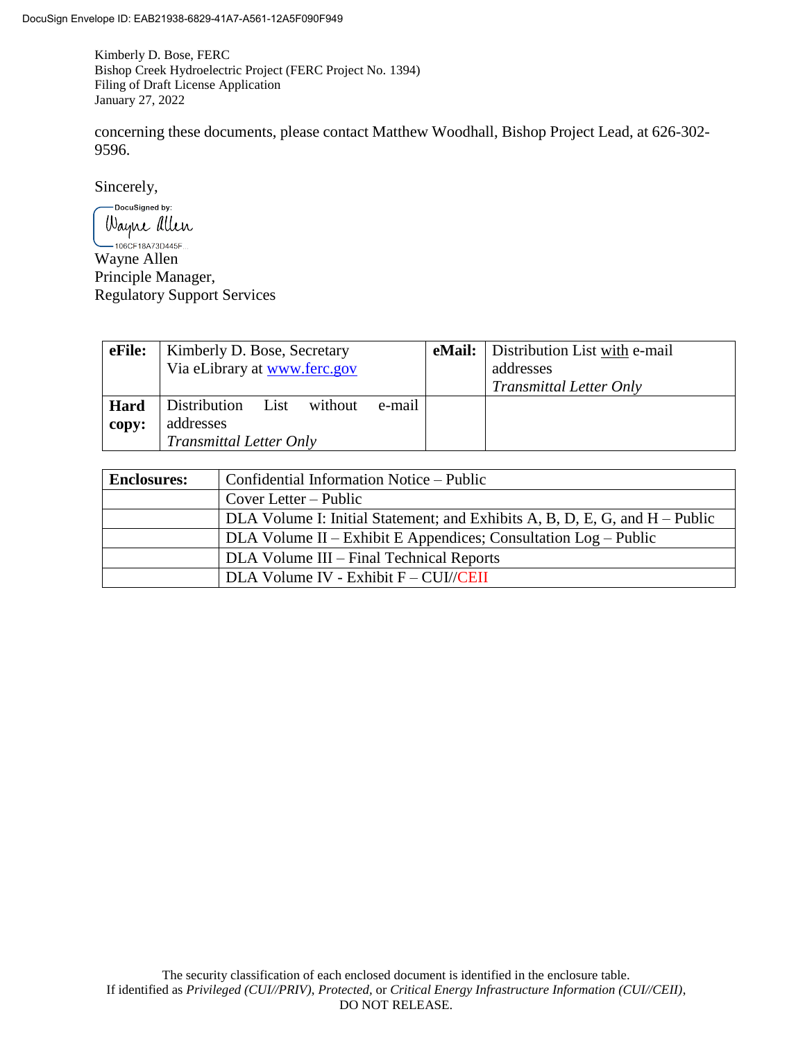concerning these documents, please contact Matthew Woodhall, Bishop Project Lead, at 626-302-9596.

Sincerely,

DocuSigned by:
Wayne Allen
106CF18A73D445F...

Wayne Allen
Principle Manager,
Regulatory Support Services

| **eFile:** | Kimberly D. Bose, Secretary<br>Via eLibrary at www.ferc.gov | **eMail:** | Distribution List with e-mail addresses<br>*Transmittal Letter Only* |
|---|---|---|---|
| **Hard copy:** | Distribution List without e-mail addresses<br>*Transmittal Letter Only* | | |

| **Enclosures:** | Confidential Information Notice – Public |
|---|---|
| | Cover Letter – Public |
| | DLA Volume I: Initial Statement; and Exhibits A, B, D, E, G, and H – Public |
| | DLA Volume II – Exhibit E Appendices; Consultation Log – Public |
| | DLA Volume III – Final Technical Reports |
| | DLA Volume IV - Exhibit F – CUI//CEII |

The security classification of each enclosed document is identified in the enclosure table.
If identified as *Privileged (CUI//PRIV)*, *Protected*, or *Critical Energy Infrastructure Information (CUI//CEII)*, DO NOT RELEASE.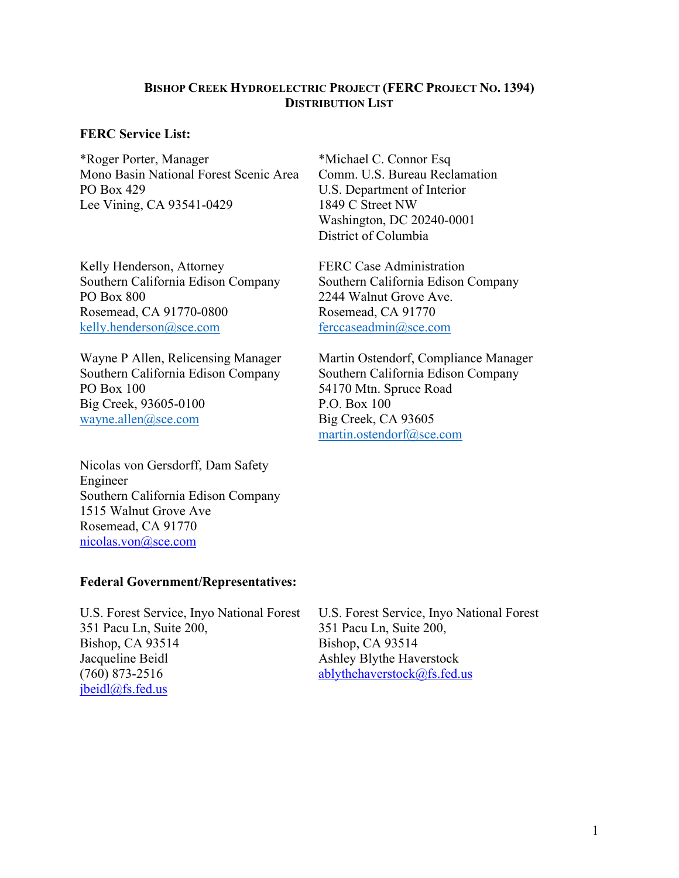# Bishop Creek Hydroelectric Project (FERC Project No. 1394)
## Distribution List

**FERC Service List:**

*Roger Porter, Manager
Mono Basin National Forest Scenic Area
PO Box 429
Lee Vining, CA 93541-0429

*Michael C. Connor Esq
Comm. U.S. Bureau Reclamation
U.S. Department of Interior
1849 C Street NW
Washington, DC 20240-0001
District of Columbia

Kelly Henderson, Attorney
Southern California Edison Company
PO Box 800
Rosemead, CA 91770-0800
kelly.henderson@sce.com

FERC Case Administration
Southern California Edison Company
2244 Walnut Grove Ave.
Rosemead, CA 91770
ferccaseadmin@sce.com

Wayne P Allen, Relicensing Manager
Southern California Edison Company
PO Box 100
Big Creek, 93605-0100
wayne.allen@sce.com

Martin Ostendorf, Compliance Manager
Southern California Edison Company
54170 Mtn. Spruce Road
P.O. Box 100
Big Creek, CA 93605
martin.ostendorf@sce.com

Nicolas von Gersdorff, Dam Safety Engineer
Southern California Edison Company
1515 Walnut Grove Ave
Rosemead, CA 91770
nicolas.von@sce.com

**Federal Government/Representatives:**

U.S. Forest Service, Inyo National Forest
351 Pacu Ln, Suite 200,
Bishop, CA 93514
Jacqueline Beidl
(760) 873-2516
jbeidl@fs.fed.us

U.S. Forest Service, Inyo National Forest
351 Pacu Ln, Suite 200,
Bishop, CA 93514
Ashley Blythe Haverstock
ablythehaverstock@fs.fed.us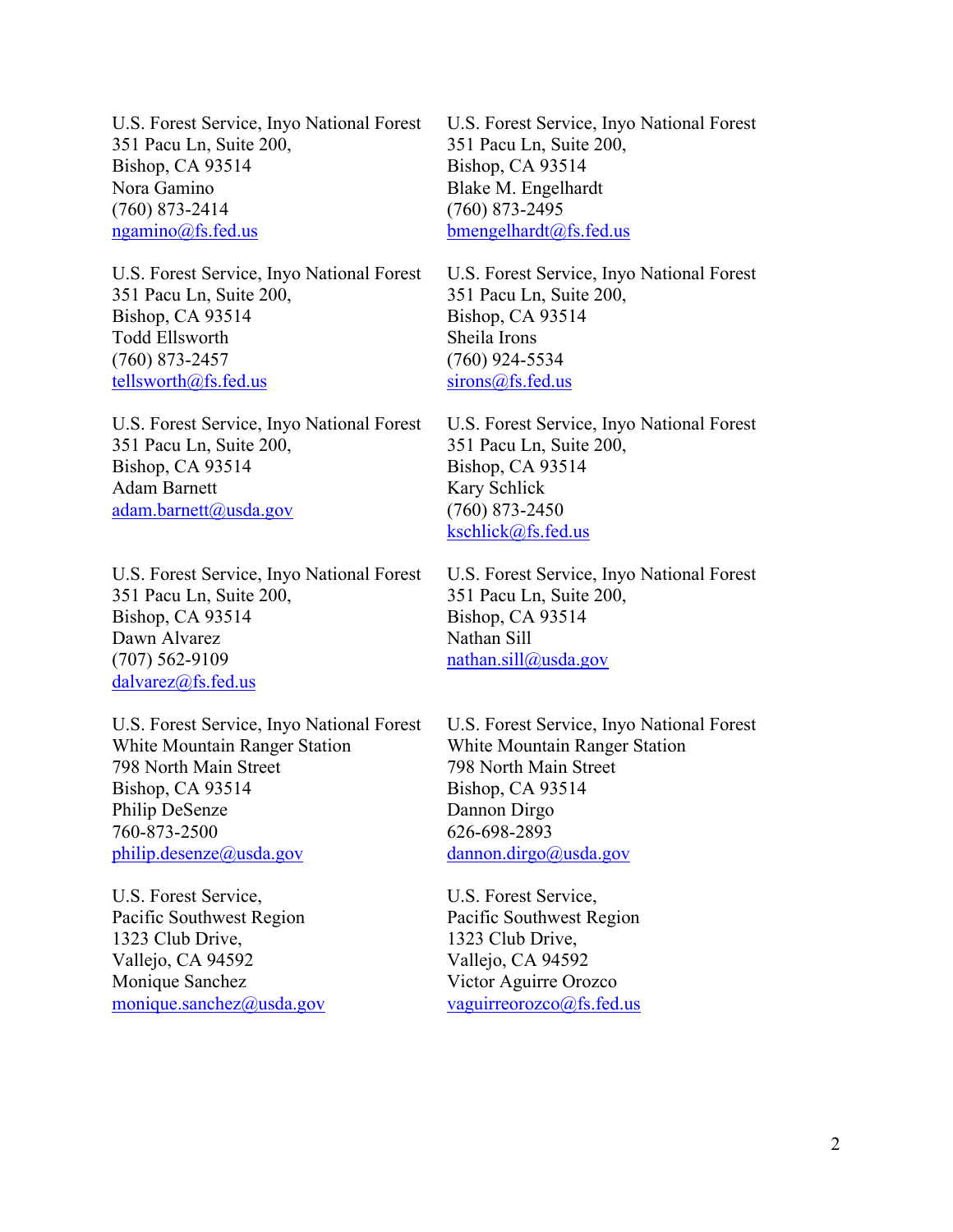U.S. Forest Service, Inyo National Forest
351 Pacu Ln, Suite 200,
Bishop, CA 93514
Nora Gamino
(760) 873-2414
ngamino@fs.fed.us

U.S. Forest Service, Inyo National Forest
351 Pacu Ln, Suite 200,
Bishop, CA 93514
Blake M. Engelhardt
(760) 873-2495
bmengelhardt@fs.fed.us

U.S. Forest Service, Inyo National Forest
351 Pacu Ln, Suite 200,
Bishop, CA 93514
Todd Ellsworth
(760) 873-2457
tellsworth@fs.fed.us

U.S. Forest Service, Inyo National Forest
351 Pacu Ln, Suite 200,
Bishop, CA 93514
Sheila Irons
(760) 924-5534
sirons@fs.fed.us

U.S. Forest Service, Inyo National Forest
351 Pacu Ln, Suite 200,
Bishop, CA 93514
Adam Barnett
adam.barnett@usda.gov

U.S. Forest Service, Inyo National Forest
351 Pacu Ln, Suite 200,
Bishop, CA 93514
Kary Schlick
(760) 873-2450
kschlick@fs.fed.us

U.S. Forest Service, Inyo National Forest
351 Pacu Ln, Suite 200,
Bishop, CA 93514
Dawn Alvarez
(707) 562-9109
dalvarez@fs.fed.us

U.S. Forest Service, Inyo National Forest
351 Pacu Ln, Suite 200,
Bishop, CA 93514
Nathan Sill
nathan.sill@usda.gov

U.S. Forest Service, Inyo National Forest
White Mountain Ranger Station
798 North Main Street
Bishop, CA 93514
Philip DeSenze
760-873-2500
philip.desenze@usda.gov

U.S. Forest Service, Inyo National Forest
White Mountain Ranger Station
798 North Main Street
Bishop, CA 93514
Dannon Dirgo
626-698-2893
dannon.dirgo@usda.gov

U.S. Forest Service,
Pacific Southwest Region
1323 Club Drive,
Vallejo, CA 94592
Monique Sanchez
monique.sanchez@usda.gov

U.S. Forest Service,
Pacific Southwest Region
1323 Club Drive,
Vallejo, CA 94592
Victor Aguirre Orozco
vaguirreorozco@fs.fed.us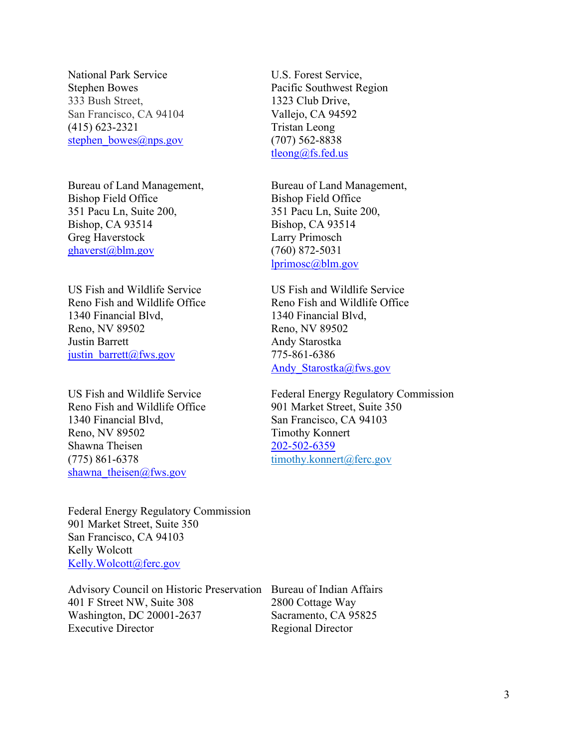National Park Service
Stephen Bowes
333 Bush Street,
San Francisco, CA 94104
(415) 623-2321
stephen_bowes@nps.gov

U.S. Forest Service,
Pacific Southwest Region
1323 Club Drive,
Vallejo, CA 94592
Tristan Leong
(707) 562-8838
tleong@fs.fed.us

Bureau of Land Management,
Bishop Field Office
351 Pacu Ln, Suite 200,
Bishop, CA 93514
Greg Haverstock
ghaverst@blm.gov

Bureau of Land Management,
Bishop Field Office
351 Pacu Ln, Suite 200,
Bishop, CA 93514
Larry Primosch
(760) 872-5031
lprimosc@blm.gov

US Fish and Wildlife Service
Reno Fish and Wildlife Office
1340 Financial Blvd,
Reno, NV 89502
Justin Barrett
justin_barrett@fws.gov

US Fish and Wildlife Service
Reno Fish and Wildlife Office
1340 Financial Blvd,
Reno, NV 89502
Andy Starostka
775-861-6386
Andy_Starostka@fws.gov

US Fish and Wildlife Service
Reno Fish and Wildlife Office
1340 Financial Blvd,
Reno, NV 89502
Shawna Theisen
(775) 861-6378
shawna_theisen@fws.gov

Federal Energy Regulatory Commission
901 Market Street, Suite 350
San Francisco, CA 94103
Timothy Konnert
202-502-6359
timothy.konnert@ferc.gov

Federal Energy Regulatory Commission
901 Market Street, Suite 350
San Francisco, CA 94103
Kelly Wolcott
Kelly.Wolcott@ferc.gov

Advisory Council on Historic Preservation
401 F Street NW, Suite 308
Washington, DC 20001-2637
Executive Director

Bureau of Indian Affairs
2800 Cottage Way
Sacramento, CA 95825
Regional Director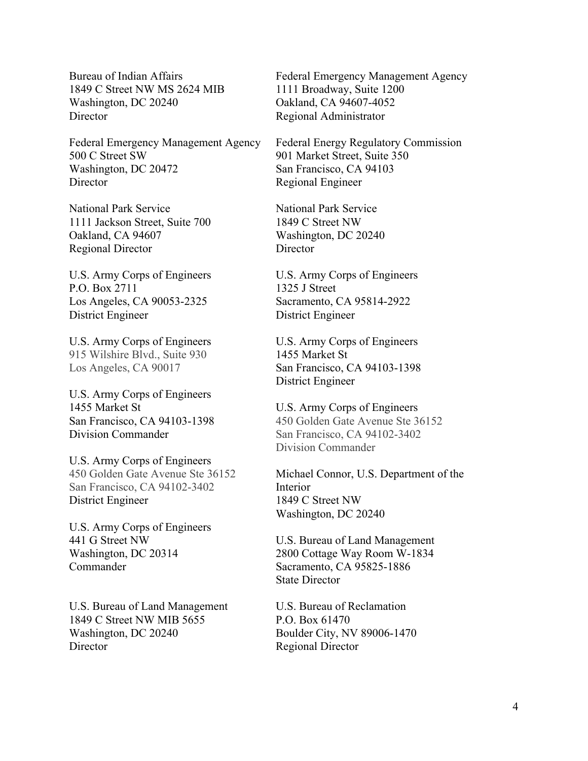Bureau of Indian Affairs
1849 C Street NW MS 2624 MIB
Washington, DC 20240
Director

Federal Emergency Management Agency
500 C Street SW
Washington, DC 20472
Director

National Park Service
1111 Jackson Street, Suite 700
Oakland, CA 94607
Regional Director

U.S. Army Corps of Engineers
P.O. Box 2711
Los Angeles, CA 90053-2325
District Engineer

U.S. Army Corps of Engineers
915 Wilshire Blvd., Suite 930
Los Angeles, CA 90017

U.S. Army Corps of Engineers
1455 Market St
San Francisco, CA 94103-1398
Division Commander

U.S. Army Corps of Engineers
450 Golden Gate Avenue Ste 36152
San Francisco, CA 94102-3402
District Engineer

U.S. Army Corps of Engineers
441 G Street NW
Washington, DC 20314
Commander

U.S. Bureau of Land Management
1849 C Street NW MIB 5655
Washington, DC 20240
Director

Federal Emergency Management Agency
1111 Broadway, Suite 1200
Oakland, CA 94607-4052
Regional Administrator

Federal Energy Regulatory Commission
901 Market Street, Suite 350
San Francisco, CA 94103
Regional Engineer

National Park Service
1849 C Street NW
Washington, DC 20240
Director

U.S. Army Corps of Engineers
1325 J Street
Sacramento, CA 95814-2922
District Engineer

U.S. Army Corps of Engineers
1455 Market St
San Francisco, CA 94103-1398
District Engineer

U.S. Army Corps of Engineers
450 Golden Gate Avenue Ste 36152
San Francisco, CA 94102-3402
Division Commander

Michael Connor, U.S. Department of the Interior
1849 C Street NW
Washington, DC 20240

U.S. Bureau of Land Management
2800 Cottage Way Room W-1834
Sacramento, CA 95825-1886
State Director

U.S. Bureau of Reclamation
P.O. Box 61470
Boulder City, NV 89006-1470
Regional Director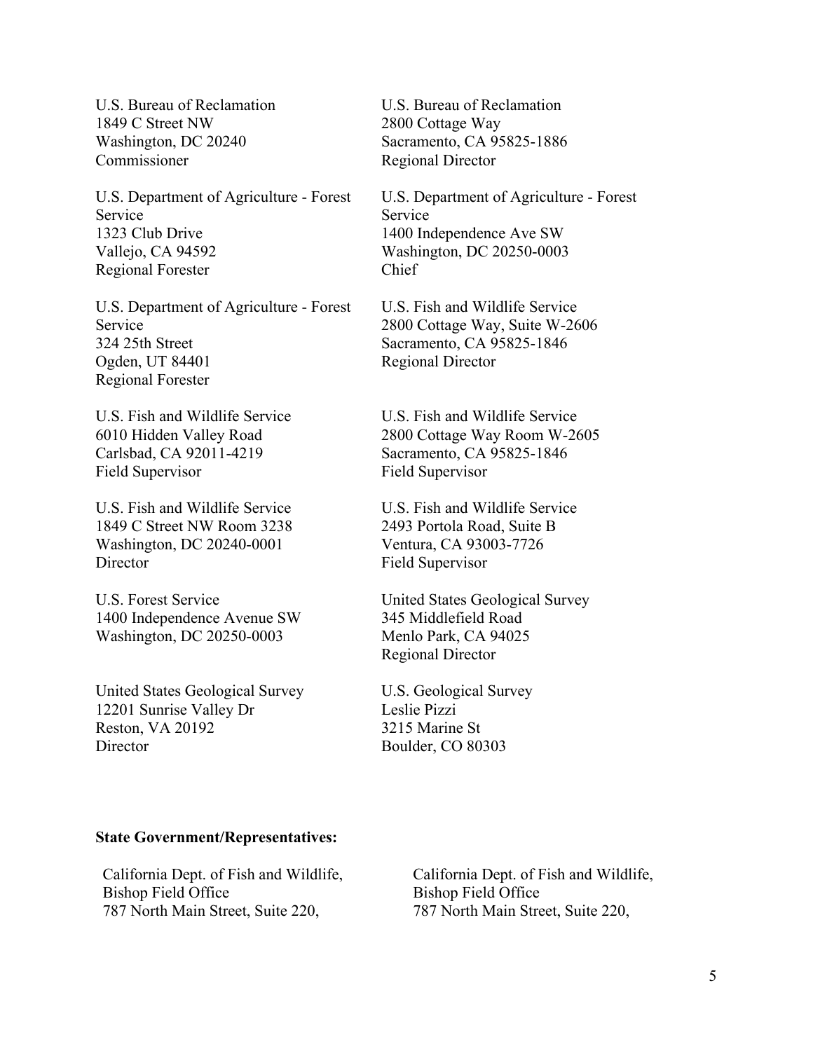U.S. Bureau of Reclamation
1849 C Street NW
Washington, DC 20240
Commissioner

U.S. Bureau of Reclamation
2800 Cottage Way
Sacramento, CA 95825-1886
Regional Director

U.S. Department of Agriculture - Forest Service
1323 Club Drive
Vallejo, CA 94592
Regional Forester

U.S. Department of Agriculture - Forest Service
1400 Independence Ave SW
Washington, DC 20250-0003
Chief

U.S. Department of Agriculture - Forest Service
324 25th Street
Ogden, UT 84401
Regional Forester

U.S. Fish and Wildlife Service
2800 Cottage Way, Suite W-2606
Sacramento, CA 95825-1846
Regional Director

U.S. Fish and Wildlife Service
6010 Hidden Valley Road
Carlsbad, CA 92011-4219
Field Supervisor

U.S. Fish and Wildlife Service
2800 Cottage Way Room W-2605
Sacramento, CA 95825-1846
Field Supervisor

U.S. Fish and Wildlife Service
1849 C Street NW Room 3238
Washington, DC 20240-0001
Director

U.S. Fish and Wildlife Service
2493 Portola Road, Suite B
Ventura, CA 93003-7726
Field Supervisor

U.S. Forest Service
1400 Independence Avenue SW
Washington, DC 20250-0003

United States Geological Survey
345 Middlefield Road
Menlo Park, CA 94025
Regional Director

United States Geological Survey
12201 Sunrise Valley Dr
Reston, VA 20192
Director

U.S. Geological Survey
Leslie Pizzi
3215 Marine St
Boulder, CO 80303

**State Government/Representatives:**

California Dept. of Fish and Wildlife,
Bishop Field Office
787 North Main Street, Suite 220,

California Dept. of Fish and Wildlife,
Bishop Field Office
787 North Main Street, Suite 220,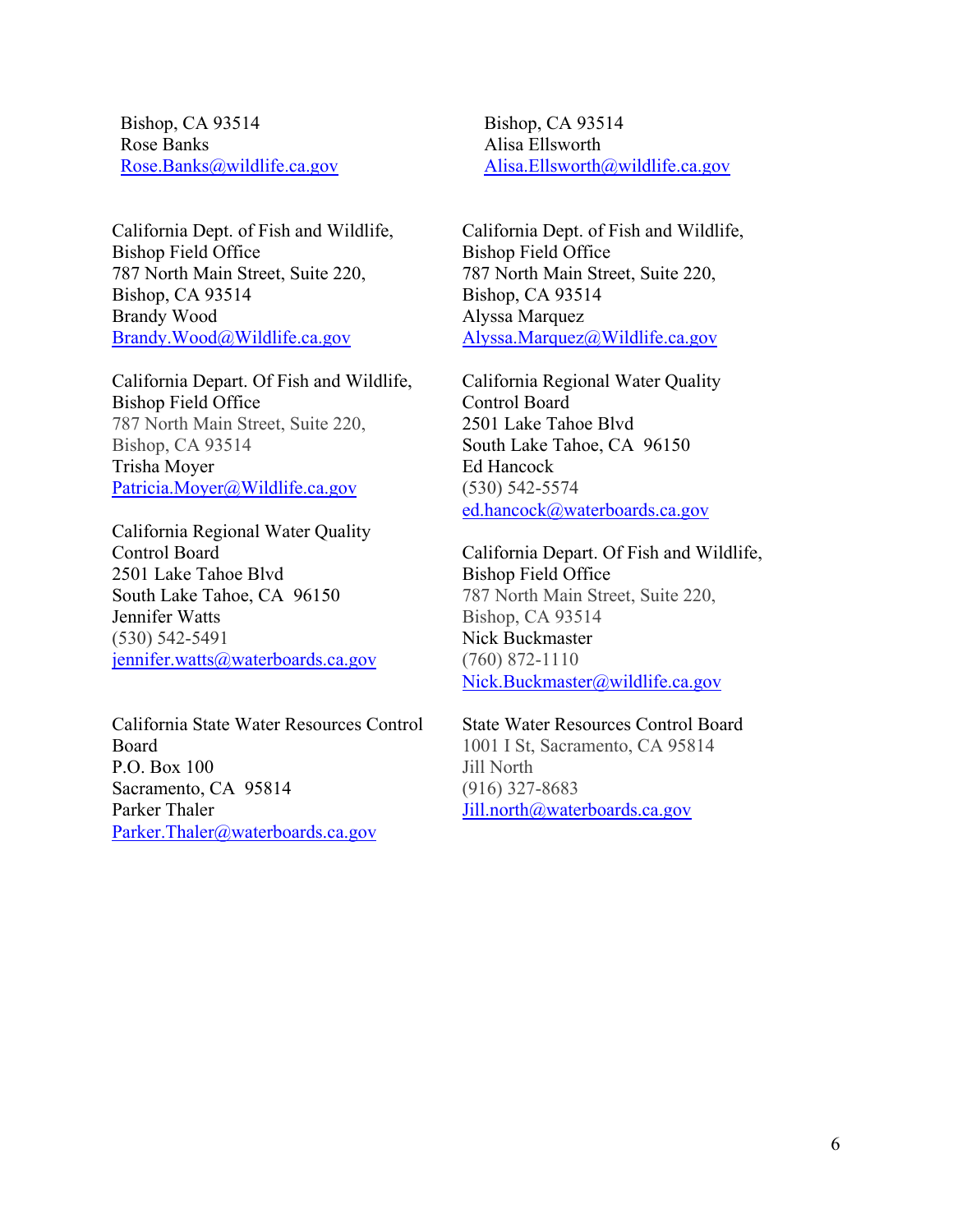Bishop, CA 93514
Rose Banks
Rose.Banks@wildlife.ca.gov

Bishop, CA 93514
Alisa Ellsworth
Alisa.Ellsworth@wildlife.ca.gov

California Dept. of Fish and Wildlife,
Bishop Field Office
787 North Main Street, Suite 220,
Bishop, CA 93514
Brandy Wood
Brandy.Wood@Wildlife.ca.gov

California Dept. of Fish and Wildlife,
Bishop Field Office
787 North Main Street, Suite 220,
Bishop, CA 93514
Alyssa Marquez
Alyssa.Marquez@Wildlife.ca.gov

California Depart. Of Fish and Wildlife,
Bishop Field Office
787 North Main Street, Suite 220,
Bishop, CA 93514
Trisha Moyer
Patricia.Moyer@Wildlife.ca.gov

California Regional Water Quality
Control Board
2501 Lake Tahoe Blvd
South Lake Tahoe, CA 96150
Ed Hancock
(530) 542-5574
ed.hancock@waterboards.ca.gov

California Regional Water Quality
Control Board
2501 Lake Tahoe Blvd
South Lake Tahoe, CA 96150
Jennifer Watts
(530) 542-5491
jennifer.watts@waterboards.ca.gov

California Depart. Of Fish and Wildlife,
Bishop Field Office
787 North Main Street, Suite 220,
Bishop, CA 93514
Nick Buckmaster
(760) 872-1110
Nick.Buckmaster@wildlife.ca.gov

California State Water Resources Control
Board
P.O. Box 100
Sacramento, CA 95814
Parker Thaler
Parker.Thaler@waterboards.ca.gov

State Water Resources Control Board
1001 I St, Sacramento, CA 95814
Jill North
(916) 327-8683
Jill.north@waterboards.ca.gov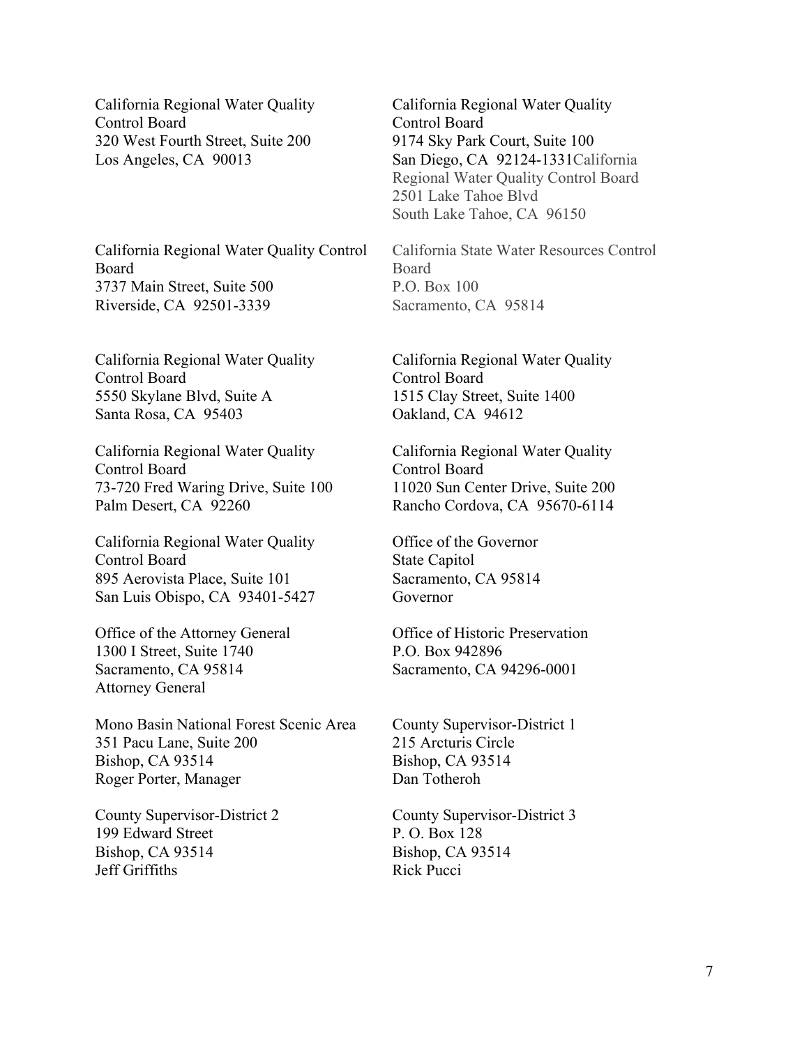California Regional Water Quality  
Control Board  
320 West Fourth Street, Suite 200  
Los Angeles, CA 90013

California Regional Water Quality  
Control Board  
9174 Sky Park Court, Suite 100  
San Diego, CA 92124-1331

California  
Regional Water Quality Control Board  
2501 Lake Tahoe Blvd  
South Lake Tahoe, CA 96150

California Regional Water Quality Control  
Board  
3737 Main Street, Suite 500  
Riverside, CA 92501-3339

California State Water Resources Control  
Board  
P.O. Box 100  
Sacramento, CA 95814

California Regional Water Quality  
Control Board  
5550 Skylane Blvd, Suite A  
Santa Rosa, CA 95403

California Regional Water Quality  
Control Board  
1515 Clay Street, Suite 1400  
Oakland, CA 94612

California Regional Water Quality  
Control Board  
73-720 Fred Waring Drive, Suite 100  
Palm Desert, CA 92260

California Regional Water Quality  
Control Board  
11020 Sun Center Drive, Suite 200  
Rancho Cordova, CA 95670-6114

California Regional Water Quality  
Control Board  
895 Aerovista Place, Suite 101  
San Luis Obispo, CA 93401-5427

Office of the Governor  
State Capitol  
Sacramento, CA 95814  
Governor

Office of the Attorney General  
1300 I Street, Suite 1740  
Sacramento, CA 95814  
Attorney General

Office of Historic Preservation  
P.O. Box 942896  
Sacramento, CA 94296-0001

Mono Basin National Forest Scenic Area  
351 Pacu Lane, Suite 200  
Bishop, CA 93514  
Roger Porter, Manager

County Supervisor-District 1  
215 Arcturis Circle  
Bishop, CA 93514  
Dan Totheroh

County Supervisor-District 2  
199 Edward Street  
Bishop, CA 93514  
Jeff Griffiths

County Supervisor-District 3  
P. O. Box 128  
Bishop, CA 93514  
Rick Pucci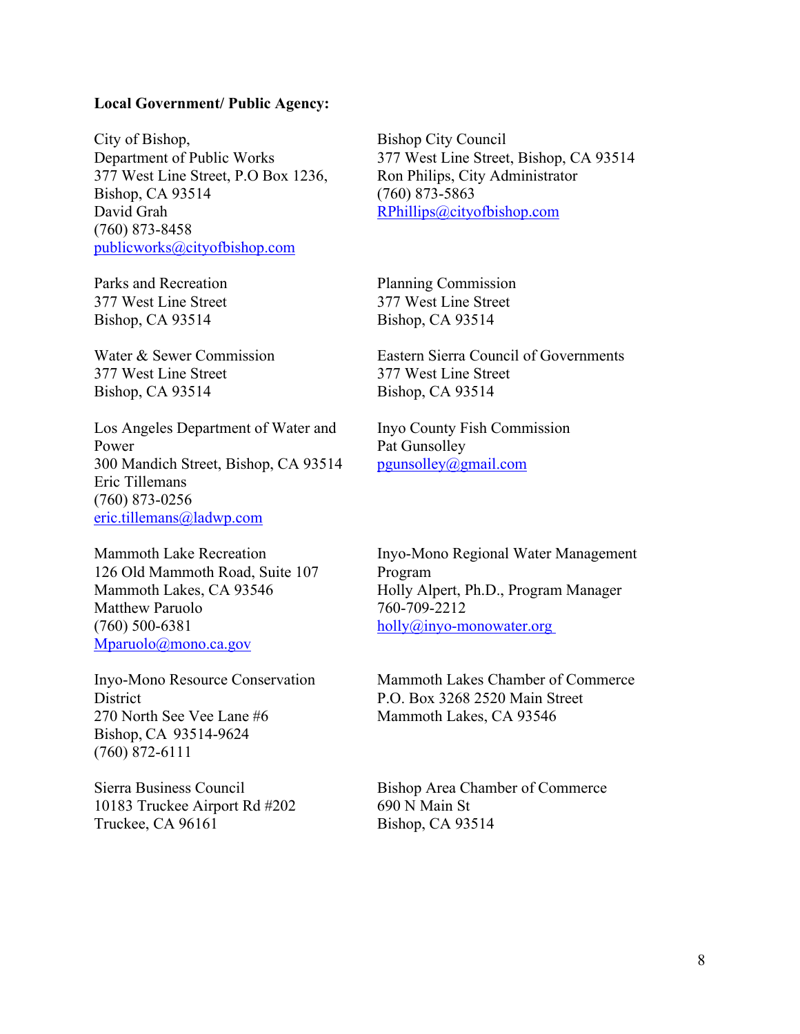**Local Government/ Public Agency:**

City of Bishop,
Department of Public Works
377 West Line Street, P.O Box 1236,
Bishop, CA 93514
David Grah
(760) 873-8458
publicworks@cityofbishop.com

Bishop City Council
377 West Line Street, Bishop, CA 93514
Ron Philips, City Administrator
(760) 873-5863
RPhillips@cityofbishop.com

Parks and Recreation
377 West Line Street
Bishop, CA 93514

Planning Commission
377 West Line Street
Bishop, CA 93514

Water & Sewer Commission
377 West Line Street
Bishop, CA 93514

Eastern Sierra Council of Governments
377 West Line Street
Bishop, CA 93514

Los Angeles Department of Water and Power
300 Mandich Street, Bishop, CA 93514
Eric Tillemans
(760) 873-0256
eric.tillemans@ladwp.com

Inyo County Fish Commission
Pat Gunsolley
pgunsolley@gmail.com

Mammoth Lake Recreation
126 Old Mammoth Road, Suite 107
Mammoth Lakes, CA 93546
Matthew Paruolo
(760) 500-6381
Mparuolo@mono.ca.gov

Inyo-Mono Regional Water Management Program
Holly Alpert, Ph.D., Program Manager
760-709-2212
holly@inyo-monowater.org

Inyo-Mono Resource Conservation District
270 North See Vee Lane #6
Bishop, CA 93514-9624
(760) 872-6111

Mammoth Lakes Chamber of Commerce
P.O. Box 3268 2520 Main Street
Mammoth Lakes, CA 93546

Sierra Business Council
10183 Truckee Airport Rd #202
Truckee, CA 96161

Bishop Area Chamber of Commerce
690 N Main St
Bishop, CA 93514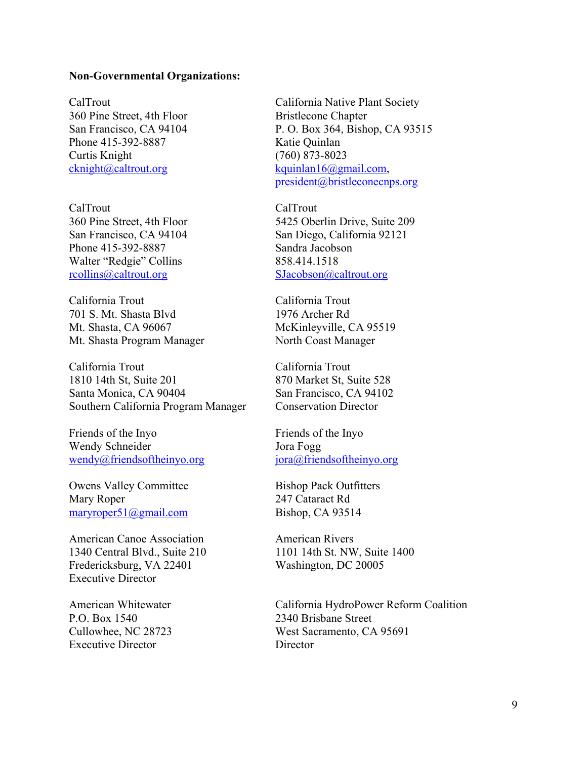**Non-Governmental Organizations:**

CalTrout
360 Pine Street, 4th Floor
San Francisco, CA 94104
Phone 415-392-8887
Curtis Knight
cknight@caltrout.org

California Native Plant Society
Bristlecone Chapter
P. O. Box 364, Bishop, CA 93515
Katie Quinlan
(760) 873-8023
kquinlan16@gmail.com,
president@bristleconecnps.org

CalTrout
360 Pine Street, 4th Floor
San Francisco, CA 94104
Phone 415-392-8887
Walter "Redgie" Collins
rcollins@caltrout.org

CalTrout
5425 Oberlin Drive, Suite 209
San Diego, California 92121
Sandra Jacobson
858.414.1518
SJacobson@caltrout.org

California Trout
701 S. Mt. Shasta Blvd
Mt. Shasta, CA 96067
Mt. Shasta Program Manager

California Trout
1976 Archer Rd
McKinleyville, CA 95519
North Coast Manager

California Trout
1810 14th St, Suite 201
Santa Monica, CA 90404
Southern California Program Manager

California Trout
870 Market St, Suite 528
San Francisco, CA 94102
Conservation Director

Friends of the Inyo
Wendy Schneider
wendy@friendsoftheinyo.org

Friends of the Inyo
Jora Fogg
jora@friendsoftheinyo.org

Owens Valley Committee
Mary Roper
maryroper51@gmail.com

Bishop Pack Outfitters
247 Cataract Rd
Bishop, CA 93514

American Canoe Association
1340 Central Blvd., Suite 210
Fredericksburg, VA 22401
Executive Director

American Rivers
1101 14th St. NW, Suite 1400
Washington, DC 20005

American Whitewater
P.O. Box 1540
Cullowhee, NC 28723
Executive Director

California HydroPower Reform Coalition
2340 Brisbane Street
West Sacramento, CA 95691
Director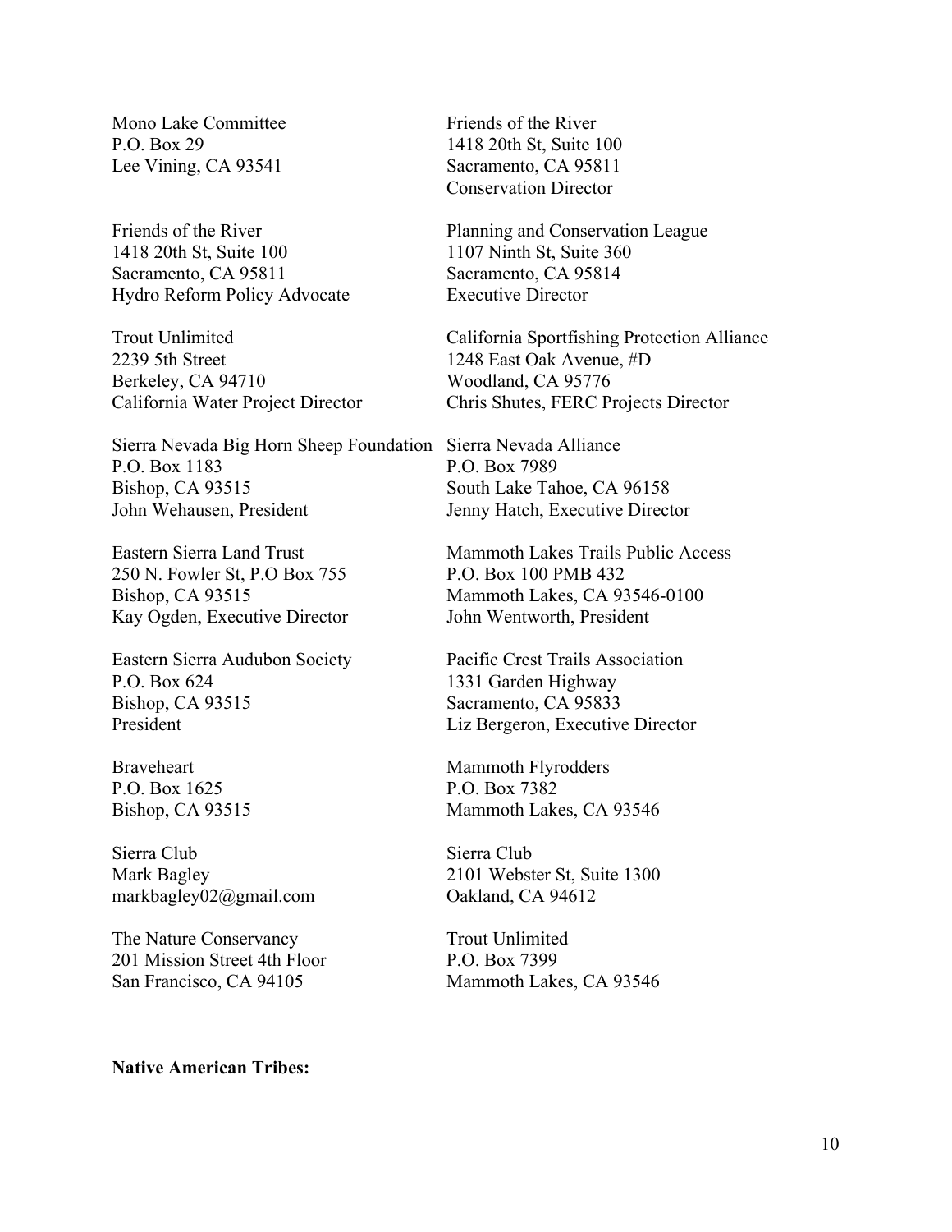Mono Lake Committee  
P.O. Box 29  
Lee Vining, CA 93541

Friends of the River  
1418 20th St, Suite 100  
Sacramento, CA 95811  
Conservation Director

Friends of the River  
1418 20th St, Suite 100  
Sacramento, CA 95811  
Hydro Reform Policy Advocate

Planning and Conservation League  
1107 Ninth St, Suite 360  
Sacramento, CA 95814  
Executive Director

Trout Unlimited  
2239 5th Street  
Berkeley, CA 94710  
California Water Project Director

California Sportfishing Protection Alliance  
1248 East Oak Avenue, #D  
Woodland, CA 95776  
Chris Shutes, FERC Projects Director

Sierra Nevada Big Horn Sheep Foundation  
P.O. Box 1183  
Bishop, CA 93515  
John Wehausen, President

Sierra Nevada Alliance  
P.O. Box 7989  
South Lake Tahoe, CA 96158  
Jenny Hatch, Executive Director

Eastern Sierra Land Trust  
250 N. Fowler St, P.O Box 755  
Bishop, CA 93515  
Kay Ogden, Executive Director

Mammoth Lakes Trails Public Access  
P.O. Box 100 PMB 432  
Mammoth Lakes, CA 93546-0100  
John Wentworth, President

Eastern Sierra Audubon Society  
P.O. Box 624  
Bishop, CA 93515  
President

Pacific Crest Trails Association  
1331 Garden Highway  
Sacramento, CA 95833  
Liz Bergeron, Executive Director

Braveheart  
P.O. Box 1625  
Bishop, CA 93515

Mammoth Flyrodders  
P.O. Box 7382  
Mammoth Lakes, CA 93546

Sierra Club  
Mark Bagley  
markbagley02@gmail.com

Sierra Club  
2101 Webster St, Suite 1300  
Oakland, CA 94612

The Nature Conservancy  
201 Mission Street 4th Floor  
San Francisco, CA 94105

Trout Unlimited  
P.O. Box 7399  
Mammoth Lakes, CA 93546

**Native American Tribes:**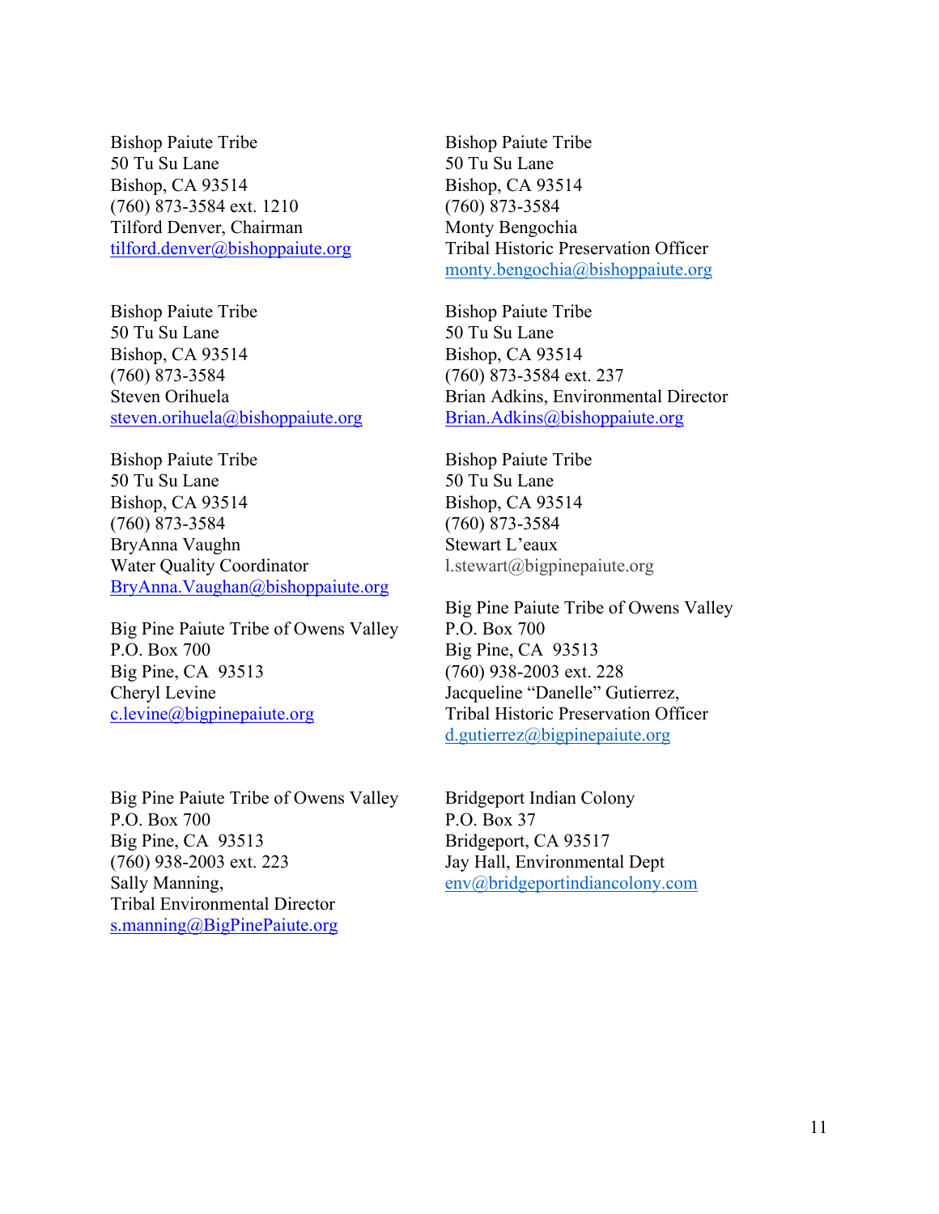Bishop Paiute Tribe  
50 Tu Su Lane  
Bishop, CA 93514  
(760) 873-3584 ext. 1210  
Tilford Denver, Chairman  
tilford.denver@bishoppaiute.org

Bishop Paiute Tribe  
50 Tu Su Lane  
Bishop, CA 93514  
(760) 873-3584  
Monty Bengochia  
Tribal Historic Preservation Officer  
monty.bengochia@bishoppaiute.org

Bishop Paiute Tribe  
50 Tu Su Lane  
Bishop, CA 93514  
(760) 873-3584  
Steven Orihuela  
steven.orihuela@bishoppaiute.org

Bishop Paiute Tribe  
50 Tu Su Lane  
Bishop, CA 93514  
(760) 873-3584 ext. 237  
Brian Adkins, Environmental Director  
Brian.Adkins@bishoppaiute.org

Bishop Paiute Tribe  
50 Tu Su Lane  
Bishop, CA 93514  
(760) 873-3584  
BryAnna Vaughn  
Water Quality Coordinator  
BryAnna.Vaughan@bishoppaiute.org

Bishop Paiute Tribe  
50 Tu Su Lane  
Bishop, CA 93514  
(760) 873-3584  
Stewart L'eaux  
l.stewart@bigpinepaiute.org

Big Pine Paiute Tribe of Owens Valley  
P.O. Box 700  
Big Pine, CA 93513  
Cheryl Levine  
c.levine@bigpinepaiute.org

Big Pine Paiute Tribe of Owens Valley  
P.O. Box 700  
Big Pine, CA 93513  
(760) 938-2003 ext. 228  
Jacqueline "Danelle" Gutierrez,  
Tribal Historic Preservation Officer  
d.gutierrez@bigpinepaiute.org

Big Pine Paiute Tribe of Owens Valley  
P.O. Box 700  
Big Pine, CA 93513  
(760) 938-2003 ext. 223  
Sally Manning,  
Tribal Environmental Director  
s.manning@BigPinePaiute.org

Bridgeport Indian Colony  
P.O. Box 37  
Bridgeport, CA 93517  
Jay Hall, Environmental Dept  
env@bridgeportindiancolony.com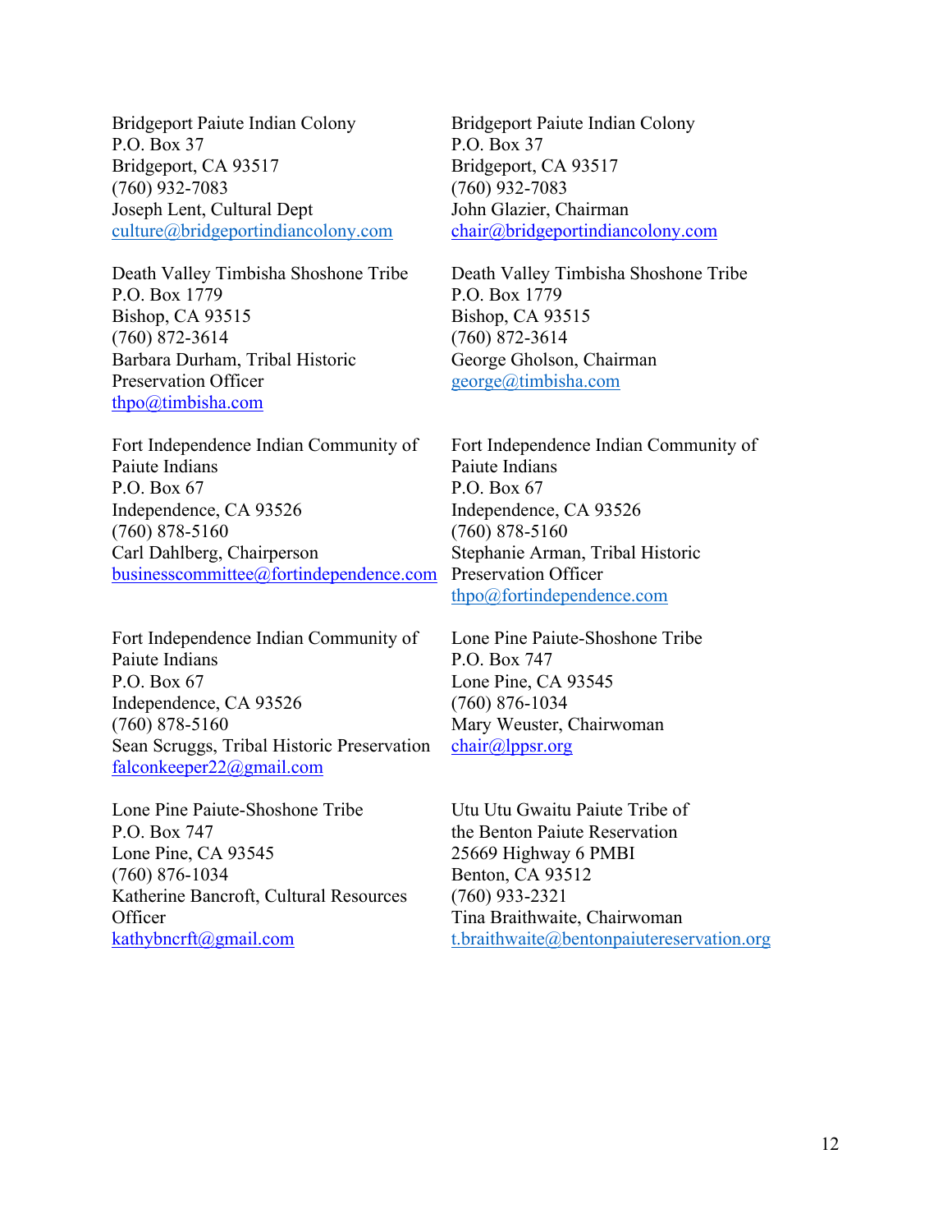Bridgeport Paiute Indian Colony
P.O. Box 37
Bridgeport, CA 93517
(760) 932-7083
Joseph Lent, Cultural Dept
culture@bridgeportindiancolony.com

Bridgeport Paiute Indian Colony
P.O. Box 37
Bridgeport, CA 93517
(760) 932-7083
John Glazier, Chairman
chair@bridgeportindiancolony.com

Death Valley Timbisha Shoshone Tribe
P.O. Box 1779
Bishop, CA 93515
(760) 872-3614
Barbara Durham, Tribal Historic Preservation Officer
thpo@timbisha.com

Death Valley Timbisha Shoshone Tribe
P.O. Box 1779
Bishop, CA 93515
(760) 872-3614
George Gholson, Chairman
george@timbisha.com

Fort Independence Indian Community of Paiute Indians
P.O. Box 67
Independence, CA 93526
(760) 878-5160
Carl Dahlberg, Chairperson
businesscommittee@fortindependence.com

Fort Independence Indian Community of Paiute Indians
P.O. Box 67
Independence, CA 93526
(760) 878-5160
Stephanie Arman, Tribal Historic Preservation Officer
thpo@fortindependence.com

Fort Independence Indian Community of Paiute Indians
P.O. Box 67
Independence, CA 93526
(760) 878-5160
Sean Scruggs, Tribal Historic Preservation
falconkeeper22@gmail.com

Lone Pine Paiute-Shoshone Tribe
P.O. Box 747
Lone Pine, CA 93545
(760) 876-1034
Mary Weuster, Chairwoman
chair@lppsr.org

Lone Pine Paiute-Shoshone Tribe
P.O. Box 747
Lone Pine, CA 93545
(760) 876-1034
Katherine Bancroft, Cultural Resources Officer
kathybncrft@gmail.com

Utu Utu Gwaitu Paiute Tribe of the Benton Paiute Reservation
25669 Highway 6 PMBI
Benton, CA 93512
(760) 933-2321
Tina Braithwaite, Chairwoman
t.braithwaite@bentonpaiutereservation.org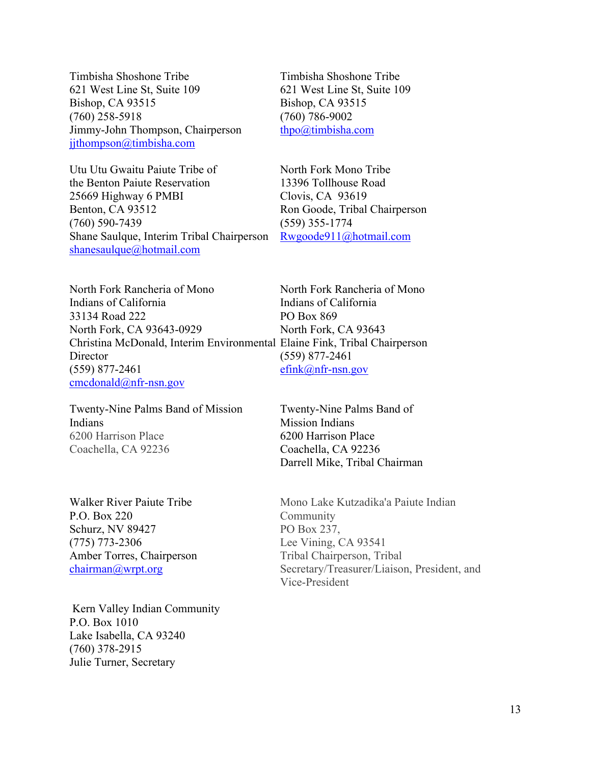Timbisha Shoshone Tribe
621 West Line St, Suite 109
Bishop, CA 93515
(760) 258-5918
Jimmy-John Thompson, Chairperson
jjthompson@timbisha.com

Timbisha Shoshone Tribe
621 West Line St, Suite 109
Bishop, CA 93515
(760) 786-9002
thpo@timbisha.com

Utu Utu Gwaitu Paiute Tribe of the Benton Paiute Reservation
25669 Highway 6 PMBI
Benton, CA 93512
(760) 590-7439
Shane Saulque, Interim Tribal Chairperson
shanesaulque@hotmail.com

North Fork Mono Tribe
13396 Tollhouse Road
Clovis, CA 93619
Ron Goode, Tribal Chairperson
(559) 355-1774
Rwgoode911@hotmail.com

North Fork Rancheria of Mono Indians of California
33134 Road 222
North Fork, CA 93643-0929
Christina McDonald, Interim Environmental Director
(559) 877-2461
cmcdonald@nfr-nsn.gov

North Fork Rancheria of Mono Indians of California
PO Box 869
North Fork, CA 93643
Elaine Fink, Tribal Chairperson
(559) 877-2461
efink@nfr-nsn.gov

Twenty-Nine Palms Band of Mission Indians
6200 Harrison Place
Coachella, CA 92236

Twenty-Nine Palms Band of Mission Indians
6200 Harrison Place
Coachella, CA 92236
Darrell Mike, Tribal Chairman

Walker River Paiute Tribe
P.O. Box 220
Schurz, NV 89427
(775) 773-2306
Amber Torres, Chairperson
chairman@wrpt.org

Mono Lake Kutzadika'a Paiute Indian Community
PO Box 237,
Lee Vining, CA 93541
Tribal Chairperson, Tribal Secretary/Treasurer/Liaison, President, and Vice-President

Kern Valley Indian Community
P.O. Box 1010
Lake Isabella, CA 93240
(760) 378-2915
Julie Turner, Secretary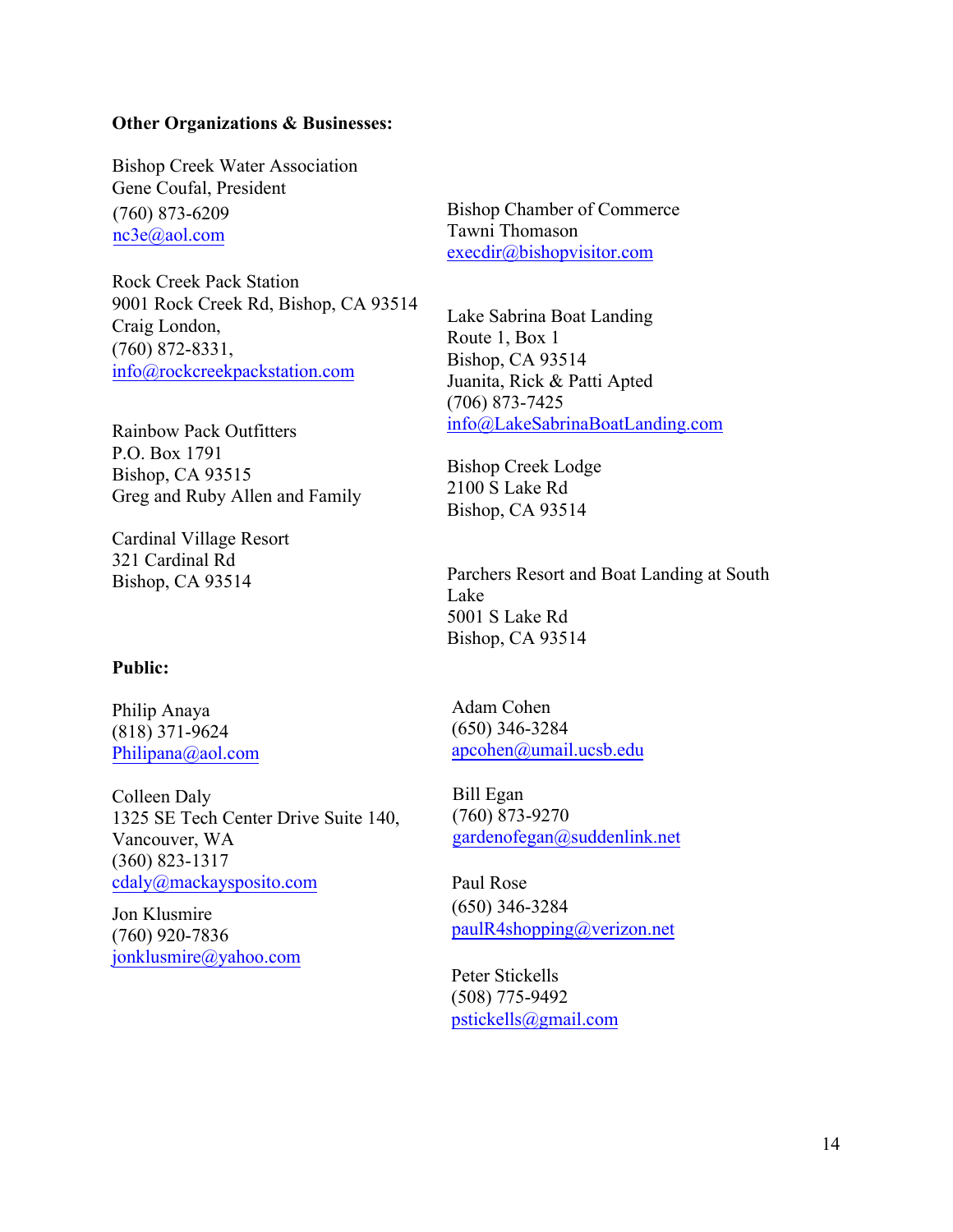**Other Organizations & Businesses:**

Bishop Creek Water Association
Gene Coufal, President
(760) 873-6209
nc3e@aol.com

Rock Creek Pack Station
9001 Rock Creek Rd, Bishop, CA 93514
Craig London,
(760) 872-8331,
info@rockcreekpackstation.com

Rainbow Pack Outfitters
P.O. Box 1791
Bishop, CA 93515
Greg and Ruby Allen and Family

Cardinal Village Resort
321 Cardinal Rd
Bishop, CA 93514

Bishop Chamber of Commerce
Tawni Thomason
execdir@bishopvisitor.com

Lake Sabrina Boat Landing
Route 1, Box 1
Bishop, CA 93514
Juanita, Rick & Patti Apted
(706) 873-7425
info@LakeSabrinaBoatLanding.com

Bishop Creek Lodge
2100 S Lake Rd
Bishop, CA 93514

Parchers Resort and Boat Landing at South Lake
5001 S Lake Rd
Bishop, CA 93514

**Public:**

Philip Anaya
(818) 371-9624
Philipana@aol.com

Colleen Daly
1325 SE Tech Center Drive Suite 140,
Vancouver, WA
(360) 823-1317
cdaly@mackaysposito.com

Jon Klusmire
(760) 920-7836
jonklusmire@yahoo.com

Adam Cohen
(650) 346-3284
apcohen@umail.ucsb.edu

Bill Egan
(760) 873-9270
gardenofegan@suddenlink.net

Paul Rose
(650) 346-3284
paulR4shopping@verizon.net

Peter Stickells
(508) 775-9492
pstickells@gmail.com